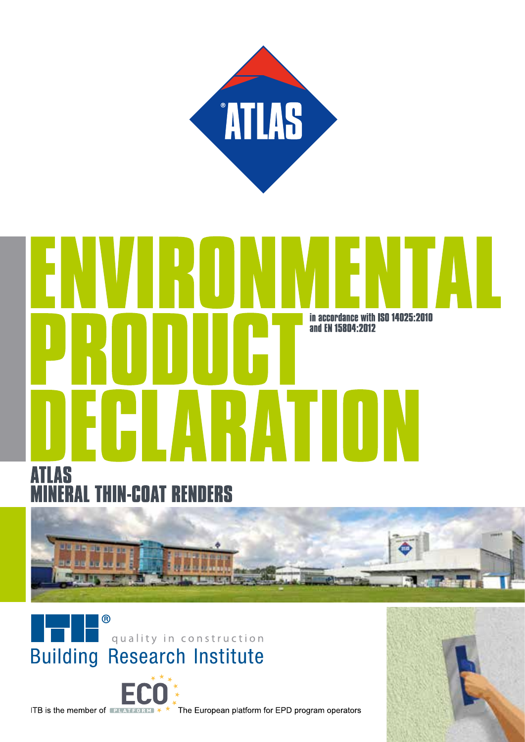ATLAS

# ENVIRONMENTAL PRODUCT DECLARATION

in accordance with ISO 14025:2010 and EN 15804:2012

## ATLAS MINERAL THIN-COAT RENDERS

quality in construction

Building Research Institute

ITB is the member of ECO PLATFORM The European platform for EPD program operators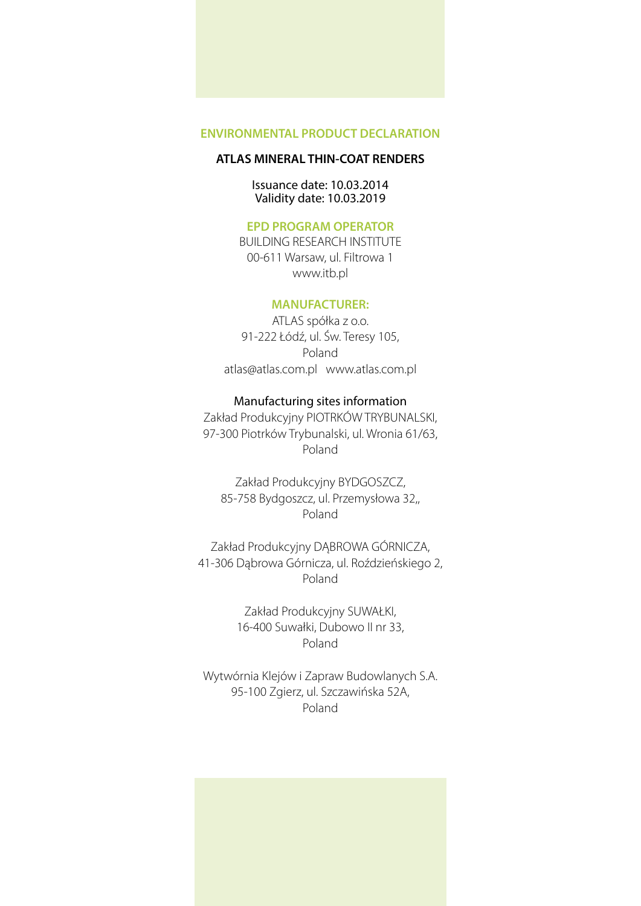# ENVIRONMENTAL PRODUCT DECLARATION

## ATLAS MINERAL THIN-COAT RENDERS

Issuance date: 10.03.2014
Validity date: 10.03.2019

### EPD PROGRAM OPERATOR

BUILDING RESEARCH INSTITUTE
00-611 Warsaw, ul. Filtrowa 1
www.itb.pl

### MANUFACTURER:

ATLAS spółka z o.o.
91-222 Łódź, ul. Św. Teresy 105,
Poland
atlas@atlas.com.pl www.atlas.com.pl

Manufacturing sites information

Zakład Produkcyjny PIOTRKÓW TRYBUNALSKI,
97-300 Piotrków Trybunalski, ul. Wronia 61/63,
Poland

Zakład Produkcyjny BYDGOSZCZ,
85-758 Bydgoszcz, ul. Przemysłowa 32,,
Poland

Zakład Produkcyjny DĄBROWA GÓRNICZA,
41-306 Dąbrowa Górnicza, ul. Roździeńskiego 2,
Poland

Zakład Produkcyjny SUWAŁKI,
16-400 Suwałki, Dubowo II nr 33,
Poland

Wytwórnia Klejów i Zapraw Budowlanych S.A.
95-100 Zgierz, ul. Szczawińska 52A,
Poland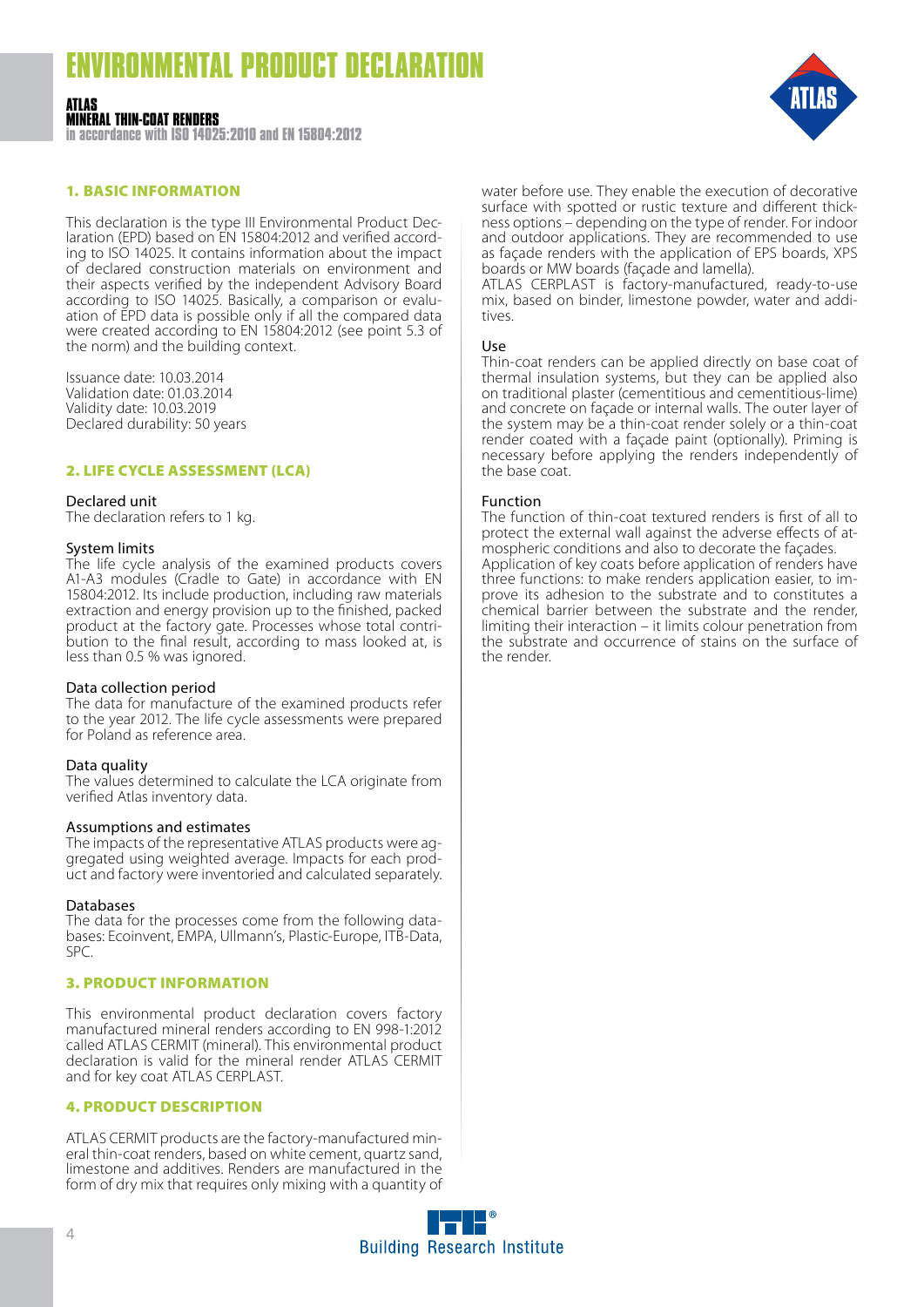# ENVIRONMENTAL PRODUCT DECLARATION

**ATLAS**
**MINERAL THIN-COAT RENDERS**
**in accordance with ISO 14025:2010 and EN 15804:2012**

## 1. BASIC INFORMATION

This declaration is the type III Environmental Product Declaration (EPD) based on EN 15804:2012 and verified according to ISO 14025. It contains information about the impact of declared construction materials on environment and their aspects verified by the independent Advisory Board according to ISO 14025. Basically, a comparison or evaluation of EPD data is possible only if all the compared data were created according to EN 15804:2012 (see point 5.3 of the norm) and the building context.

Issuance date: 10.03.2014
Validation date: 01.03.2014
Validity date: 10.03.2019
Declared durability: 50 years

## 2. LIFE CYCLE ASSESSMENT (LCA)

### Declared unit
The declaration refers to 1 kg.

### System limits
The life cycle analysis of the examined products covers A1-A3 modules (Cradle to Gate) in accordance with EN 15804:2012. Its include production, including raw materials extraction and energy provision up to the finished, packed product at the factory gate. Processes whose total contribution to the final result, according to mass looked at, is less than 0.5 % was ignored.

### Data collection period
The data for manufacture of the examined products refer to the year 2012. The life cycle assessments were prepared for Poland as reference area.

### Data quality
The values determined to calculate the LCA originate from verified Atlas inventory data.

### Assumptions and estimates
The impacts of the representative ATLAS products were aggregated using weighted average. Impacts for each product and factory were inventoried and calculated separately.

### Databases
The data for the processes come from the following databases: Ecoinvent, EMPA, Ullmann's, Plastic-Europe, ITB-Data, SPC.

## 3. PRODUCT INFORMATION

This environmental product declaration covers factory manufactured mineral renders according to EN 998-1:2012 called ATLAS CERMIT (mineral). This environmental product declaration is valid for the mineral render ATLAS CERMIT and for key coat ATLAS CERPLAST.

## 4. PRODUCT DESCRIPTION

ATLAS CERMIT products are the factory-manufactured mineral thin-coat renders, based on white cement, quartz sand, limestone and additives. Renders are manufactured in the form of dry mix that requires only mixing with a quantity of water before use. They enable the execution of decorative surface with spotted or rustic texture and different thickness options – depending on the type of render. For indoor and outdoor applications. They are recommended to use as façade renders with the application of EPS boards, XPS boards or MW boards (façade and lamella).

ATLAS CERPLAST is factory-manufactured, ready-to-use mix, based on binder, limestone powder, water and additives.

### Use
Thin-coat renders can be applied directly on base coat of thermal insulation systems, but they can be applied also on traditional plaster (cementitious and cementitious-lime) and concrete on façade or internal walls. The outer layer of the system may be a thin-coat render solely or a thin-coat render coated with a façade paint (optionally). Priming is necessary before applying the renders independently of the base coat.

### Function
The function of thin-coat textured renders is first of all to protect the external wall against the adverse effects of atmospheric conditions and also to decorate the façades.

Application of key coats before application of renders have three functions: to make renders application easier, to improve its adhesion to the substrate and to constitutes a chemical barrier between the substrate and the render, limiting their interaction – it limits colour penetration from the substrate and occurrence of stains on the surface of the render.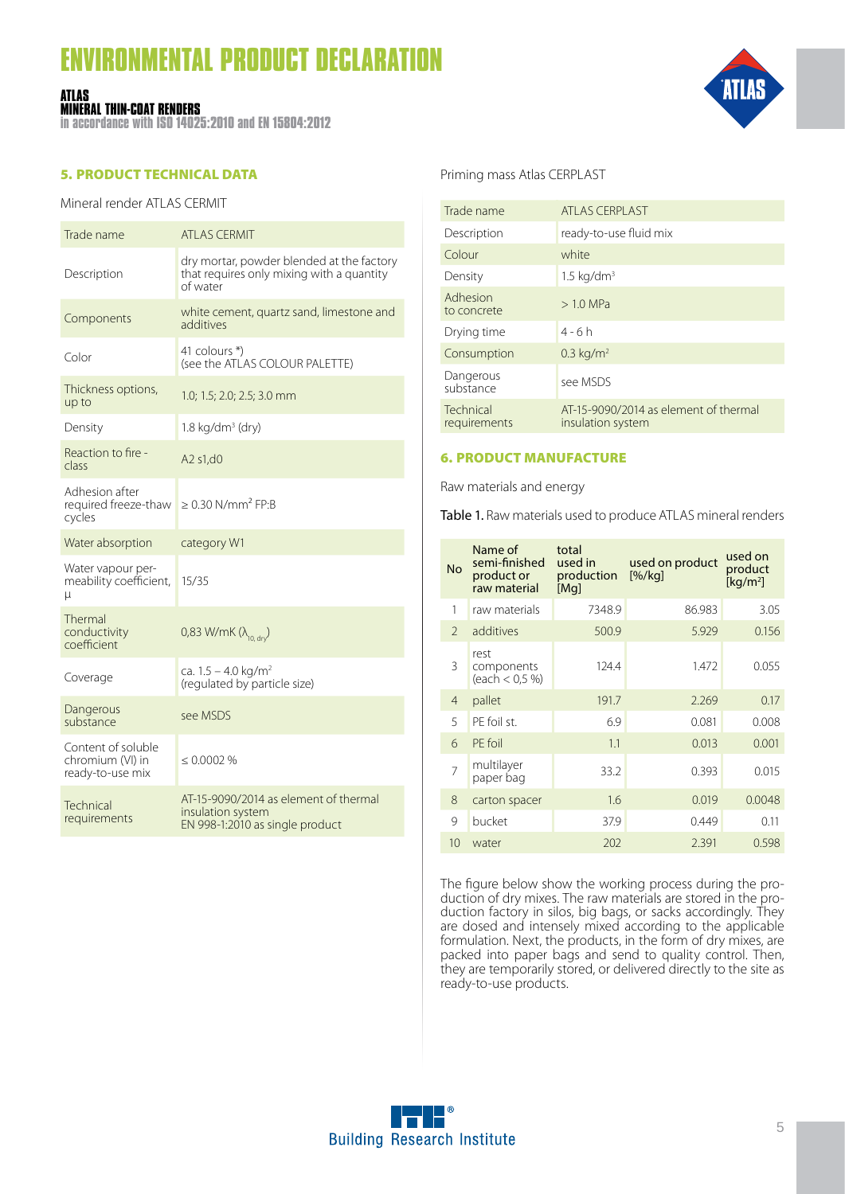## 5. PRODUCT TECHNICAL DATA

Mineral render ATLAS CERMIT

| Trade name | ATLAS CERMIT |
|---|---|
| Description | dry mortar, powder blended at the factory that requires only mixing with a quantity of water |
| Components | white cement, quartz sand, limestone and additives |
| Color | 41 colours *) (see the ATLAS COLOUR PALETTE) |
| Thickness options, up to | 1.0; 1.5; 2.0; 2.5; 3.0 mm |
| Density | 1.8 kg/dm$^3$ (dry) |
| Reaction to fire - class | A2 s1,d0 |
| Adhesion after required freeze-thaw cycles | ≥ 0.30 N/mm$^2$ FP:B |
| Water absorption | category W1 |
| Water vapour permeability coefficient, μ | 15/35 |
| Thermal conductivity coefficient | 0,83 W/mK ($\lambda_{10, dry}$) |
| Coverage | ca. 1.5 – 4.0 kg/m$^2$ (regulated by particle size) |
| Dangerous substance | see MSDS |
| Content of soluble chromium (VI) in ready-to-use mix | ≤ 0.0002 % |
| Technical requirements | AT-15-9090/2014 as element of thermal insulation system EN 998-1:2010 as single product |

Priming mass Atlas CERPLAST

| Trade name | ATLAS CERPLAST |
|---|---|
| Description | ready-to-use fluid mix |
| Colour | white |
| Density | 1.5 kg/dm$^3$ |
| Adhesion to concrete | > 1.0 MPa |
| Drying time | 4 - 6 h |
| Consumption | 0.3 kg/m$^2$ |
| Dangerous substance | see MSDS |
| Technical requirements | AT-15-9090/2014 as element of thermal insulation system |

## 6. PRODUCT MANUFACTURE

Raw materials and energy

**Table 1.** Raw materials used to produce ATLAS mineral renders

| No | Name of semi-finished product or raw material | total used in production [Mg] | used on product [%/kg] | used on product [kg/m$^2$] |
|---|---|---|---|---|
| 1 | raw materials | 7348.9 | 86.983 | 3.05 |
| 2 | additives | 500.9 | 5.929 | 0.156 |
| 3 | rest components (each < 0,5 %) | 124.4 | 1.472 | 0.055 |
| 4 | pallet | 191.7 | 2.269 | 0.17 |
| 5 | PE foil st. | 6.9 | 0.081 | 0.008 |
| 6 | PE foil | 1.1 | 0.013 | 0.001 |
| 7 | multilayer paper bag | 33.2 | 0.393 | 0.015 |
| 8 | carton spacer | 1.6 | 0.019 | 0.0048 |
| 9 | bucket | 37.9 | 0.449 | 0.11 |
| 10 | water | 202 | 2.391 | 0.598 |

The figure below show the working process during the production of dry mixes. The raw materials are stored in the production factory in silos, big bags, or sacks accordingly. They are dosed and intensely mixed according to the applicable formulation. Next, the products, in the form of dry mixes, are packed into paper bags and send to quality control. Then, they are temporarily stored, or delivered directly to the site as ready-to-use products.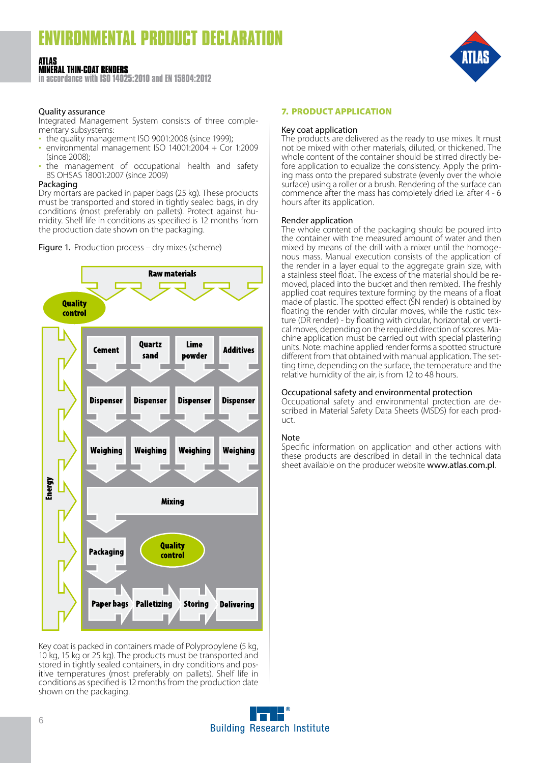Quality assurance

Integrated Management System consists of three complementary subsystems:

- the quality management ISO 9001:2008 (since 1999);
- environmental management ISO 14001:2004 + Cor 1:2009 (since 2008);
- the management of occupational health and safety BS OHSAS 18001:2007 (since 2009)

Packaging

Dry mortars are packed in paper bags (25 kg). These products must be transported and stored in tightly sealed bags, in dry conditions (most preferably on pallets). Protect against humidity. Shelf life in conditions as specified is 12 months from the production date shown on the packaging.

Figure 1. Production process – dry mixes (scheme)

Raw materials → Quality control → Cement / Quartz sand / Lime powder / Additives → Dispenser → Weighing → Mixing → Packaging (Quality control) → Paper bags → Palletizing → Storing → Delivering; Energy

Key coat is packed in containers made of Polypropylene (5 kg, 10 kg, 15 kg or 25 kg). The products must be transported and stored in tightly sealed containers, in dry conditions and positive temperatures (most preferably on pallets). Shelf life in conditions as specified is 12 months from the production date shown on the packaging.

## 7. PRODUCT APPLICATION

Key coat application

The products are delivered as the ready to use mixes. It must not be mixed with other materials, diluted, or thickened. The whole content of the container should be stirred directly before application to equalize the consistency. Apply the priming mass onto the prepared substrate (evenly over the whole surface) using a roller or a brush. Rendering of the surface can commence after the mass has completely dried i.e. after 4 - 6 hours after its application.

Render application

The whole content of the packaging should be poured into the container with the measured amount of water and then mixed by means of the drill with a mixer until the homogenous mass. Manual execution consists of the application of the render in a layer equal to the aggregate grain size, with a stainless steel float. The excess of the material should be removed, placed into the bucket and then remixed. The freshly applied coat requires texture forming by the means of a float made of plastic. The spotted effect (SN render) is obtained by floating the render with circular moves, while the rustic texture (DR render) - by floating with circular, horizontal, or vertical moves, depending on the required direction of scores. Machine application must be carried out with special plastering units. Note: machine applied render forms a spotted structure different from that obtained with manual application. The setting time, depending on the surface, the temperature and the relative humidity of the air, is from 12 to 48 hours.

Occupational safety and environmental protection

Occupational safety and environmental protection are described in Material Safety Data Sheets (MSDS) for each product.

Note

Specific information on application and other actions with these products are described in detail in the technical data sheet available on the producer website www.atlas.com.pl.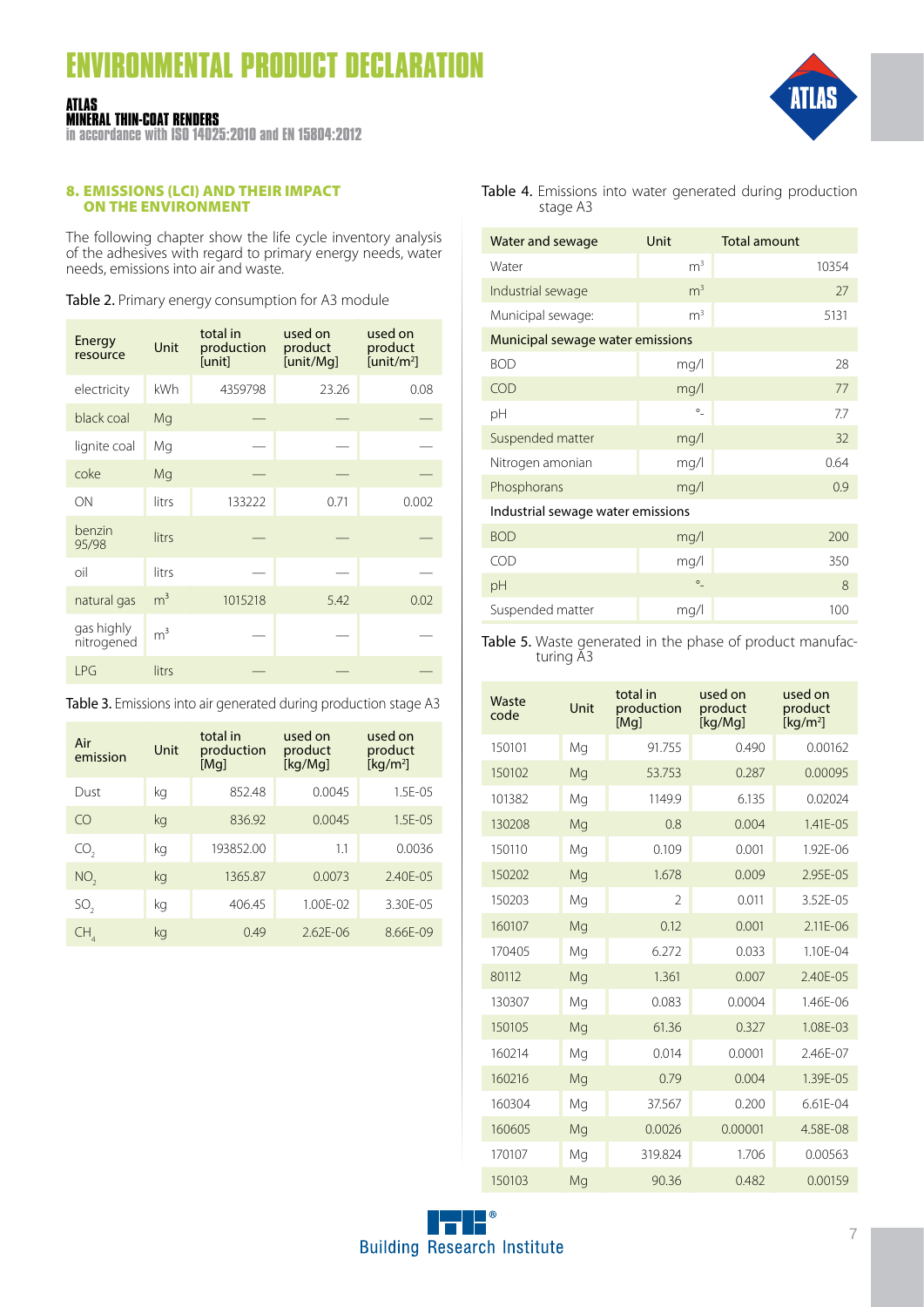## 8. EMISSIONS (LCI) AND THEIR IMPACT ON THE ENVIRONMENT

The following chapter show the life cycle inventory analysis of the adhesives with regard to primary energy needs, water needs, emissions into air and waste.

**Table 2.** Primary energy consumption for A3 module

| Energy resource | Unit | total in production [unit] | used on product [unit/Mg] | used on product [unit/m²] |
|---|---|---|---|---|
| electricity | kWh | 4359798 | 23.26 | 0.08 |
| black coal | Mg | — | — | — |
| lignite coal | Mg | — | — | — |
| coke | Mg | — | — | — |
| ON | litrs | 133222 | 0.71 | 0.002 |
| benzin 95/98 | litrs | — | — | — |
| oil | litrs | — | — | — |
| natural gas | m³ | 1015218 | 5.42 | 0.02 |
| gas highly nitrogened | m³ | — | — | — |
| LPG | litrs | — | — | — |

**Table 3.** Emissions into air generated during production stage A3

| Air emission | Unit | total in production [Mg] | used on product [kg/Mg] | used on product [kg/m²] |
|---|---|---|---|---|
| Dust | kg | 852.48 | 0.0045 | 1.5E-05 |
| CO | kg | 836.92 | 0.0045 | 1.5E-05 |
| $CO_2$ | kg | 193852.00 | 1.1 | 0.0036 |
| $NO_2$ | kg | 1365.87 | 0.0073 | 2.40E-05 |
| $SO_2$ | kg | 406.45 | 1.00E-02 | 3.30E-05 |
| $CH_4$ | kg | 0.49 | 2.62E-06 | 8.66E-09 |

**Table 4.** Emissions into water generated during production stage A3

| Water and sewage | Unit | Total amount |
|---|---|---|
| Water | m³ | 10354 |
| Industrial sewage | m³ | 27 |
| Municipal sewage: | m³ | 5131 |
| Municipal sewage water emissions | | |
| BOD | mg/l | 28 |
| COD | mg/l | 77 |
| pH | °- | 7.7 |
| Suspended matter | mg/l | 32 |
| Nitrogen amonian | mg/l | 0.64 |
| Phosphorans | mg/l | 0.9 |
| Industrial sewage water emissions | | |
| BOD | mg/l | 200 |
| COD | mg/l | 350 |
| pH | °- | 8 |
| Suspended matter | mg/l | 100 |

**Table 5.** Waste generated in the phase of product manufacturing A3

| Waste code | Unit | total in production [Mg] | used on product [kg/Mg] | used on product [kg/m²] |
|---|---|---|---|---|
| 150101 | Mg | 91.755 | 0.490 | 0.00162 |
| 150102 | Mg | 53.753 | 0.287 | 0.00095 |
| 101382 | Mg | 1149.9 | 6.135 | 0.02024 |
| 130208 | Mg | 0.8 | 0.004 | 1.41E-05 |
| 150110 | Mg | 0.109 | 0.001 | 1.92E-06 |
| 150202 | Mg | 1.678 | 0.009 | 2.95E-05 |
| 150203 | Mg | 2 | 0.011 | 3.52E-05 |
| 160107 | Mg | 0.12 | 0.001 | 2.11E-06 |
| 170405 | Mg | 6.272 | 0.033 | 1.10E-04 |
| 80112 | Mg | 1.361 | 0.007 | 2.40E-05 |
| 130307 | Mg | 0.083 | 0.0004 | 1.46E-06 |
| 150105 | Mg | 61.36 | 0.327 | 1.08E-03 |
| 160214 | Mg | 0.014 | 0.0001 | 2.46E-07 |
| 160216 | Mg | 0.79 | 0.004 | 1.39E-05 |
| 160304 | Mg | 37.567 | 0.200 | 6.61E-04 |
| 160605 | Mg | 0.0026 | 0.00001 | 4.58E-08 |
| 170107 | Mg | 319.824 | 1.706 | 0.00563 |
| 150103 | Mg | 90.36 | 0.482 | 0.00159 |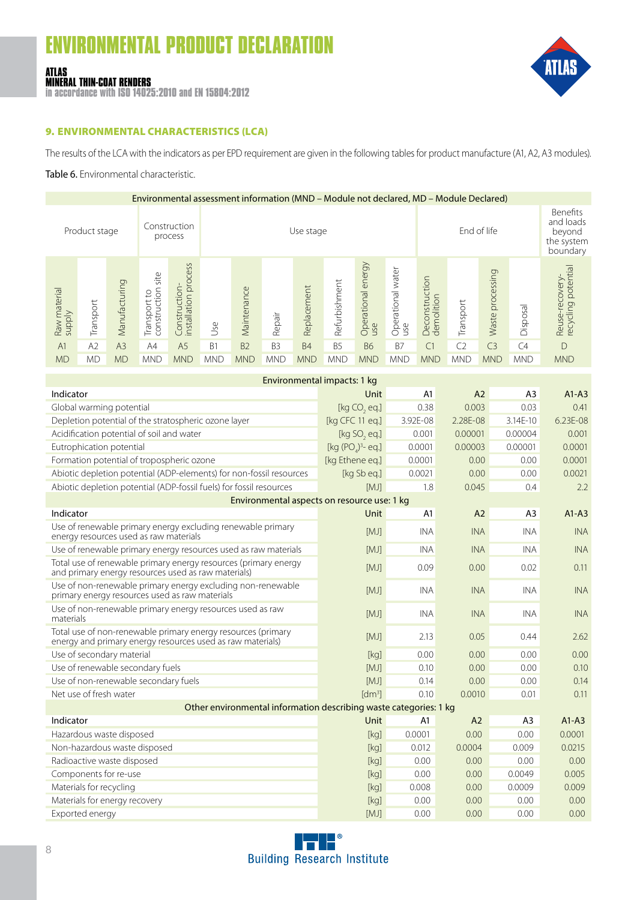## 9. ENVIRONMENTAL CHARACTERISTICS (LCA)

The results of the LCA with the indicators as per EPD requirement are given in the following tables for product manufacture (A1, A2, A3 modules).

**Table 6.** Environmental characteristic.

| Environmental assessment information (MND – Module not declared, MD – Module Declared) | | | | | | | | | | | | | | | | |
|---|---|---|---|---|---|---|---|---|---|---|---|---|---|---|---|---|
| Product stage | | | Construction process | | Use stage | | | | | | | End of life | | | | Benefits and loads beyond the system boundary |
| Raw material supply | Transport | Manufacturing | Transport to construction site | Construction-installation process | Use | Maintenance | Repair | Replacement | Refurbishment | Operational energy use | Operational water use | Deconstruction demolition | Transport | Waste processing | Disposal | Reuse-recovery-recycling potential |
| A1 | A2 | A3 | A4 | A5 | B1 | B2 | B3 | B4 | B5 | B6 | B7 | C1 | C2 | C3 | C4 | D |
| MD | MD | MD | MND | MND | MND | MND | MND | MND | MND | MND | MND | MND | MND | MND | MND | MND |

| Environmental impacts: 1 kg | | | | | |
|---|---|---|---|---|---|
| Indicator | Unit | A1 | A2 | A3 | A1-A3 |
| Global warming potential | [kg $CO_2$ eq.] | 0.38 | 0.003 | 0.03 | 0.41 |
| Depletion potential of the stratospheric ozone layer | [kg CFC 11 eq.] | 3.92E-08 | 2.28E-08 | 3.14E-10 | 6.23E-08 |
| Acidification potential of soil and water | [kg $SO_2$ eq.] | 0.001 | 0.00001 | 0.00004 | 0.001 |
| Eutrophication potential | [kg $(PO_4)^{3-}$ eq.] | 0.0001 | 0.00003 | 0.00001 | 0.0001 |
| Formation potential of tropospheric ozone | [kg Ethene eq.] | 0.0001 | 0.00 | 0.00 | 0.0001 |
| Abiotic depletion potential (ADP-elements) for non-fossil resources | [kg Sb eq.] | 0.0021 | 0.00 | 0.00 | 0.0021 |
| Abiotic depletion potential (ADP-fossil fuels) for fossil resources | [MJ] | 1.8 | 0.045 | 0.4 | 2.2 |

| Environmental aspects on resource use: 1 kg | | | | | |
|---|---|---|---|---|---|
| Indicator | Unit | A1 | A2 | A3 | A1-A3 |
| Use of renewable primary energy excluding renewable primary energy resources used as raw materials | [MJ] | INA | INA | INA | INA |
| Use of renewable primary energy resources used as raw materials | [MJ] | INA | INA | INA | INA |
| Total use of renewable primary energy resources (primary energy and primary energy resources used as raw materials) | [MJ] | 0.09 | 0.00 | 0.02 | 0.11 |
| Use of non-renewable primary energy excluding non-renewable primary energy resources used as raw materials | [MJ] | INA | INA | INA | INA |
| Use of non-renewable primary energy resources used as raw materials | [MJ] | INA | INA | INA | INA |
| Total use of non-renewable primary energy resources (primary energy and primary energy resources used as raw materials) | [MJ] | 2.13 | 0.05 | 0.44 | 2.62 |
| Use of secondary material | [kg] | 0.00 | 0.00 | 0.00 | 0.00 |
| Use of renewable secondary fuels | [MJ] | 0.10 | 0.00 | 0.00 | 0.10 |
| Use of non-renewable secondary fuels | [MJ] | 0.14 | 0.00 | 0.00 | 0.14 |
| Net use of fresh water | [dm³] | 0.10 | 0.0010 | 0.01 | 0.11 |

| Other environmental information describing waste categories: 1 kg | | | | | |
|---|---|---|---|---|---|
| Indicator | Unit | A1 | A2 | A3 | A1-A3 |
| Hazardous waste disposed | [kg] | 0.0001 | 0.00 | 0.00 | 0.0001 |
| Non-hazardous waste disposed | [kg] | 0.012 | 0.0004 | 0.009 | 0.0215 |
| Radioactive waste disposed | [kg] | 0.00 | 0.00 | 0.00 | 0.00 |
| Components for re-use | [kg] | 0.00 | 0.00 | 0.0049 | 0.005 |
| Materials for recycling | [kg] | 0.008 | 0.00 | 0.0009 | 0.009 |
| Materials for energy recovery | [kg] | 0.00 | 0.00 | 0.00 | 0.00 |
| Exported energy | [MJ] | 0.00 | 0.00 | 0.00 | 0.00 |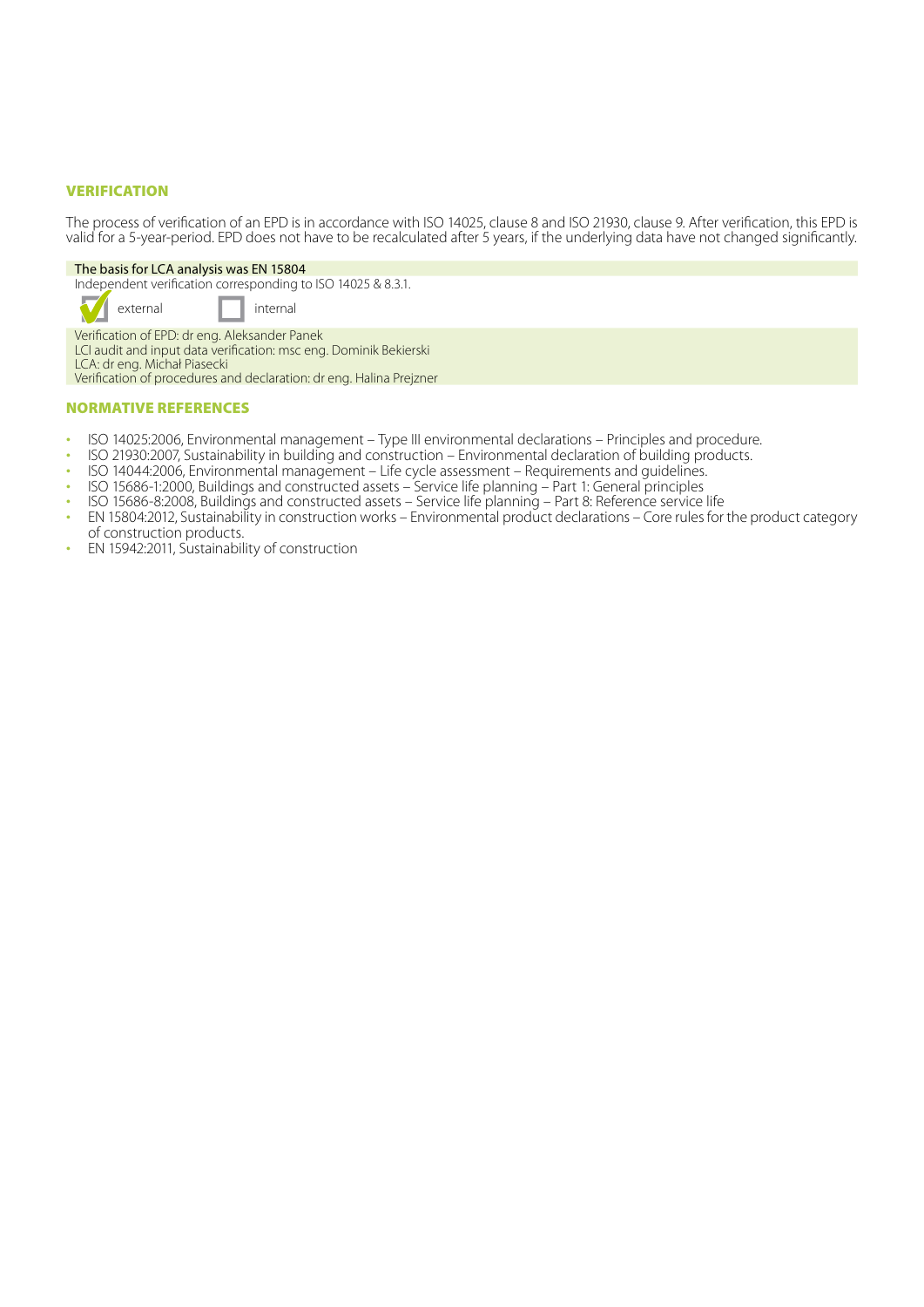## VERIFICATION

The process of verification of an EPD is in accordance with ISO 14025, clause 8 and ISO 21930, clause 9. After verification, this EPD is valid for a 5-year-period. EPD does not have to be recalculated after 5 years, if the underlying data have not changed significantly.

The basis for LCA analysis was EN 15804
Independent verification corresponding to ISO 14025 & 8.3.1.

☑ external ☐ internal

Verification of EPD: dr eng. Aleksander Panek
LCI audit and input data verification: msc eng. Dominik Bekierski
LCA: dr eng. Michał Piasecki
Verification of procedures and declaration: dr eng. Halina Prejzner

## NORMATIVE REFERENCES

- ISO 14025:2006, Environmental management – Type III environmental declarations – Principles and procedure.
- ISO 21930:2007, Sustainability in building and construction – Environmental declaration of building products.
- ISO 14044:2006, Environmental management – Life cycle assessment – Requirements and guidelines.
- ISO 15686-1:2000, Buildings and constructed assets – Service life planning – Part 1: General principles
- ISO 15686-8:2008, Buildings and constructed assets – Service life planning – Part 8: Reference service life
- EN 15804:2012, Sustainability in construction works – Environmental product declarations – Core rules for the product category of construction products.
- EN 15942:2011, Sustainability of construction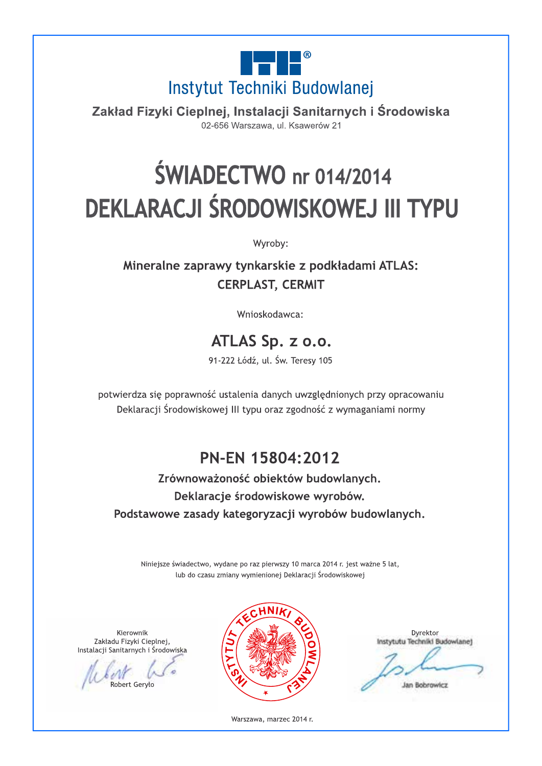Instytut Techniki Budowlanej

**Zakład Fizyki Cieplnej, Instalacji Sanitarnych i Środowiska**

02-656 Warszawa, ul. Ksawerów 21

# ŚWIADECTWO nr 014/2014 DEKLARACJI ŚRODOWISKOWEJ III TYPU

Wyroby:

**Mineralne zaprawy tynkarskie z podkładami ATLAS: CERPLAST, CERMIT**

Wnioskodawca:

## ATLAS Sp. z o.o.

91-222 Łódź, ul. Św. Teresy 105

potwierdza się poprawność ustalenia danych uwzględnionych przy opracowaniu Deklaracji Środowiskowej III typu oraz zgodność z wymaganiami normy

## PN-EN 15804:2012

**Zrównoważoność obiektów budowlanych.**
**Deklaracje środowiskowe wyrobów.**
**Podstawowe zasady kategoryzacji wyrobów budowlanych.**

Niniejsze świadectwo, wydane po raz pierwszy 10 marca 2014 r. jest ważne 5 lat, lub do czasu zmiany wymienionej Deklaracji Środowiskowej

Kierownik
Zakładu Fizyki Cieplnej,
Instalacji Sanitarnych i Środowiska
Robert Geryło

INSTYTUT TECHNIKI BUDOWLANEJ

Dyrektor
Instytutu Techniki Budowlanej
Jan Bobrowicz

Warszawa, marzec 2014 r.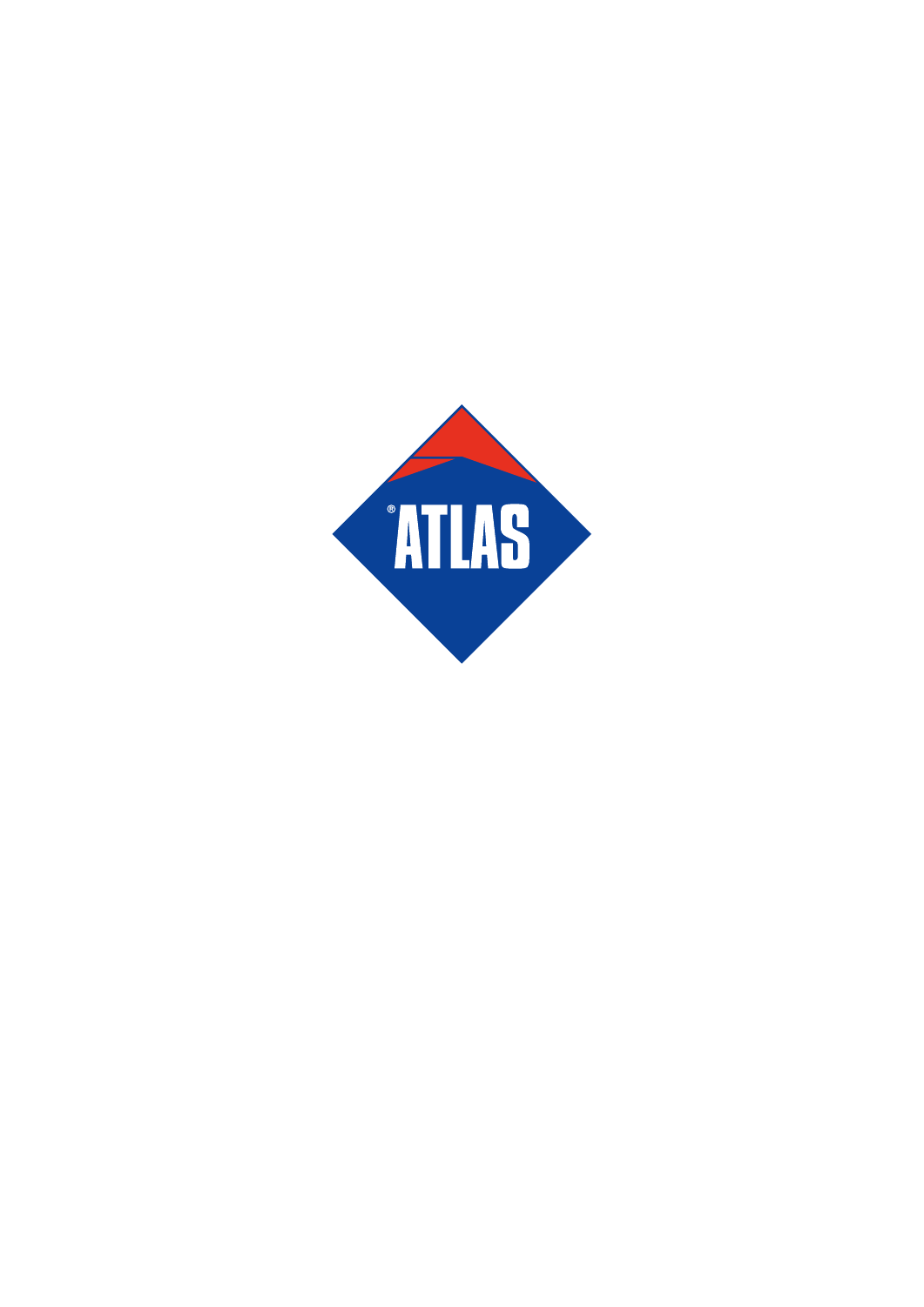®ATLAS